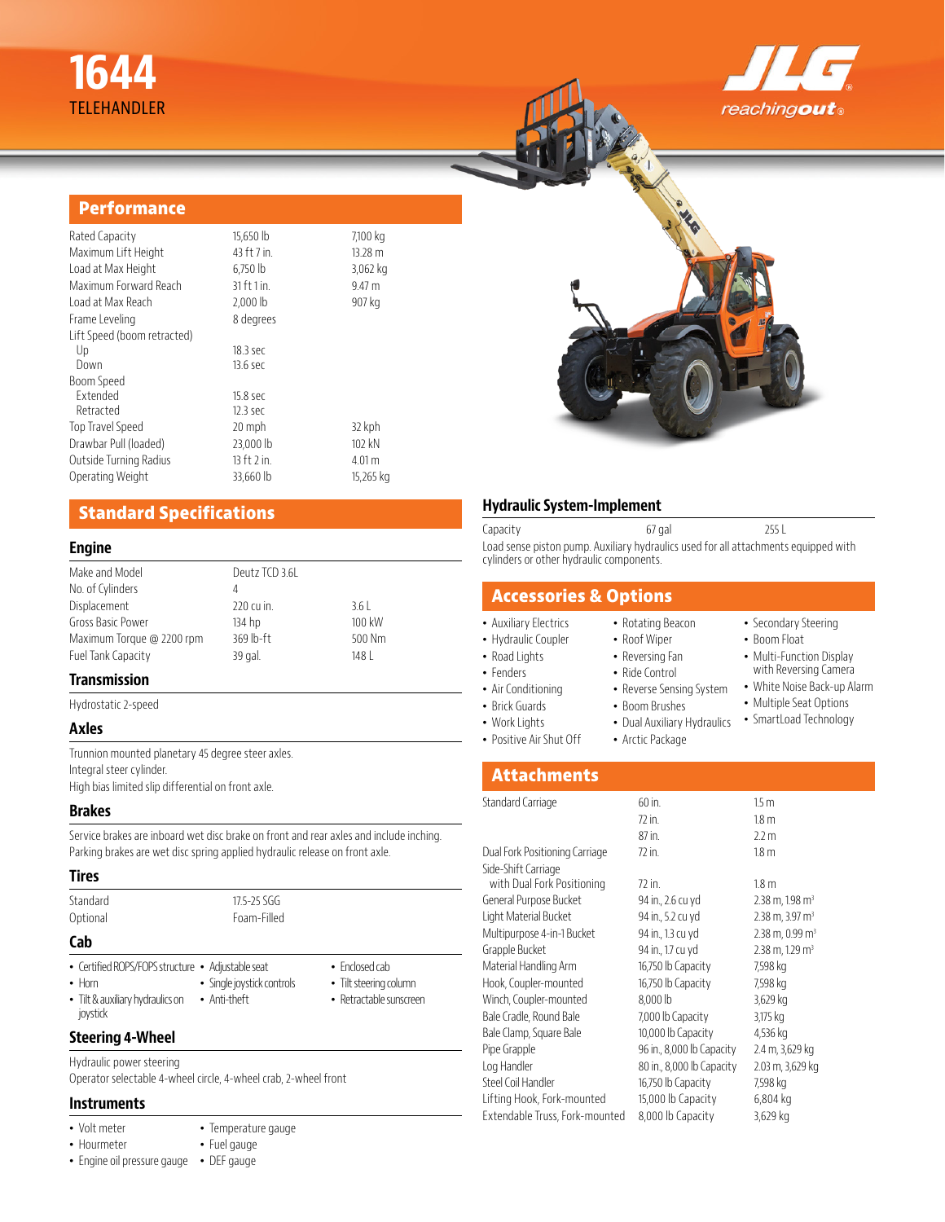# 1644

TELEHANDLER

JLG reachingout

## Performance

| | | |
|---|---|---|
| Rated Capacity | 15,650 lb | 7,100 kg |
| Maximum Lift Height | 43 ft 7 in. | 13.28 m |
| Load at Max Height | 6,750 lb | 3,062 kg |
| Maximum Forward Reach | 31 ft 1 in. | 9.47 m |
| Load at Max Reach | 2,000 lb | 907 kg |
| Frame Leveling | 8 degrees | |
| Lift Speed (boom retracted) | | |
| Up | 18.3 sec | |
| Down | 13.6 sec | |
| Boom Speed | | |
| Extended | 15.8 sec | |
| Retracted | 12.3 sec | |
| Top Travel Speed | 20 mph | 32 kph |
| Drawbar Pull (loaded) | 23,000 lb | 102 kN |
| Outside Turning Radius | 13 ft 2 in. | 4.01 m |
| Operating Weight | 33,660 lb | 15,265 kg |

## Standard Specifications

### Engine

| | | |
|---|---|---|
| Make and Model | Deutz TCD 3.6L | |
| No. of Cylinders | 4 | |
| Displacement | 220 cu in. | 3.6 L |
| Gross Basic Power | 134 hp | 100 kW |
| Maximum Torque @ 2200 rpm | 369 lb-ft | 500 Nm |
| Fuel Tank Capacity | 39 gal. | 148 L |

### Transmission

Hydrostatic 2-speed

### Axles

Trunnion mounted planetary 45 degree steer axles.
Integral steer cylinder.
High bias limited slip differential on front axle.

### Brakes

Service brakes are inboard wet disc brake on front and rear axles and include inching.
Parking brakes are wet disc spring applied hydraulic release on front axle.

### Tires

| | |
|---|---|
| Standard | 17.5-25 SGG |
| Optional | Foam-Filled |

### Cab

- Certified ROPS/FOPS structure
- Horn
- Tilt & auxiliary hydraulics on joystick
- Adjustable seat
- Single joystick controls
- Anti-theft
- Enclosed cab
- Tilt steering column
- Retractable sunscreen

### Steering 4-Wheel

Hydraulic power steering
Operator selectable 4-wheel circle, 4-wheel crab, 2-wheel front

### Instruments

- Volt meter
- Hourmeter
- Engine oil pressure gauge
- Temperature gauge
- Fuel gauge
- DEF gauge

## Hydraulic System-Implement

| | | |
|---|---|---|
| Capacity | 67 gal | 255 L |

Load sense piston pump. Auxiliary hydraulics used for all attachments equipped with cylinders or other hydraulic components.

## Accessories & Options

- Auxiliary Electrics
- Hydraulic Coupler
- Road Lights
- Fenders
- Air Conditioning
- Brick Guards
- Work Lights
- Positive Air Shut Off
- Rotating Beacon
- Roof Wiper
- Reversing Fan
- Ride Control
- Reverse Sensing System
- Boom Brushes
- Dual Auxiliary Hydraulics
- Arctic Package
- Secondary Steering
- Boom Float
- Multi-Function Display with Reversing Camera
- White Noise Back-up Alarm
- Multiple Seat Options
- SmartLoad Technology

## Attachments

| | | |
|---|---|---|
| Standard Carriage | 60 in. | 1.5 m |
| | 72 in. | 1.8 m |
| | 87 in. | 2.2 m |
| Dual Fork Positioning Carriage | 72 in. | 1.8 m |
| Side-Shift Carriage with Dual Fork Positioning | 72 in. | 1.8 m |
| General Purpose Bucket | 94 in., 2.6 cu yd | 2.38 m, 1.98 m³ |
| Light Material Bucket | 94 in., 5.2 cu yd | 2.38 m, 3.97 m³ |
| Multipurpose 4-in-1 Bucket | 94 in., 1.3 cu yd | 2.38 m, 0.99 m³ |
| Grapple Bucket | 94 in., 1.7 cu yd | 2.38 m, 1.29 m³ |
| Material Handling Arm | 16,750 lb Capacity | 7,598 kg |
| Hook, Coupler-mounted | 16,750 lb Capacity | 7,598 kg |
| Winch, Coupler-mounted | 8,000 lb | 3,629 kg |
| Bale Cradle, Round Bale | 7,000 lb Capacity | 3,175 kg |
| Bale Clamp, Square Bale | 10,000 lb Capacity | 4,536 kg |
| Pipe Grapple | 96 in., 8,000 lb Capacity | 2.4 m, 3,629 kg |
| Log Handler | 80 in., 8,000 lb Capacity | 2.03 m, 3,629 kg |
| Steel Coil Handler | 16,750 lb Capacity | 7,598 kg |
| Lifting Hook, Fork-mounted | 15,000 lb Capacity | 6,804 kg |
| Extendable Truss, Fork-mounted | 8,000 lb Capacity | 3,629 kg |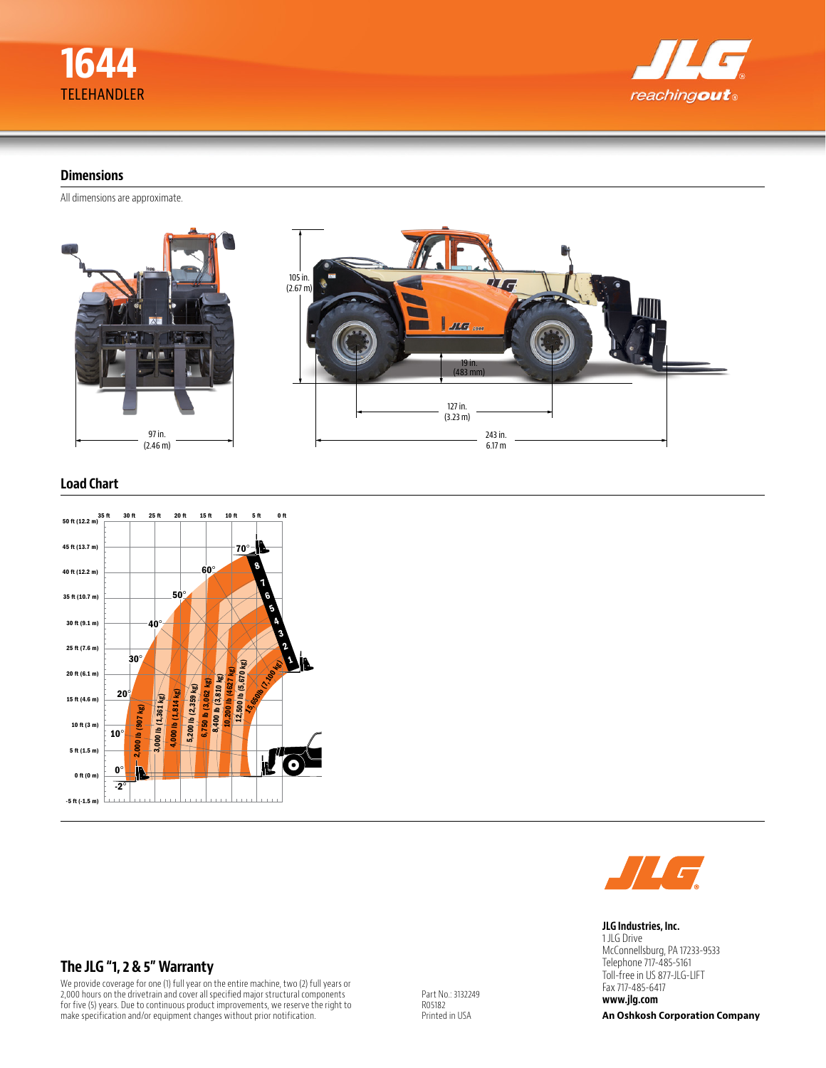# 1644

TELEHANDLER

## Dimensions

All dimensions are approximate.

105 in.
(2.67 m)

19 in.
(483 mm)

127 in.
(3.23 m)

97 in.
(2.46 m)

243 in.
6.17 m

## Load Chart

35 ft 30 ft 25 ft 20 ft 15 ft 10 ft 5 ft 0 ft

50 ft (12.2 m)
45 ft (13.7 m)
40 ft (12.2 m)
35 ft (10.7 m)
30 ft (9.1 m)
25 ft (7.6 m)
20 ft (6.1 m)
15 ft (4.6 m)
10 ft (3 m)
5 ft (1.5 m)
0 ft (0 m)
-5 ft (-1.5 m)

70° 60° 50° 40° 30° 20° 10° 0° -2°

8 7 6 5 4 3 2 1

2,000 lb (907 kg)
3,000 lb (1,361 kg)
4,000 lb (1,814 kg)
5,200 lb (2,359 kg)
6,750 lb (3,062 kg)
8,400 lb (3,810 kg)
10,200 lb (4627 kg)
12,500 lb (5,670 kg)
15,650lb (7,100 kg)

## The JLG "1, 2 & 5" Warranty

We provide coverage for one (1) full year on the entire machine, two (2) full years or 2,000 hours on the drivetrain and cover all specified major structural components for five (5) years. Due to continuous product improvements, we reserve the right to make specification and/or equipment changes without prior notification.

Part No.: 3132249
R05182
Printed in USA

**JLG Industries, Inc.**
1 JLG Drive
McConnellsburg, PA 17233-9533
Telephone 717-485-5161
Toll-free in US 877-JLG-LIFT
Fax 717-485-6417
**www.jlg.com**
**An Oshkosh Corporation Company**